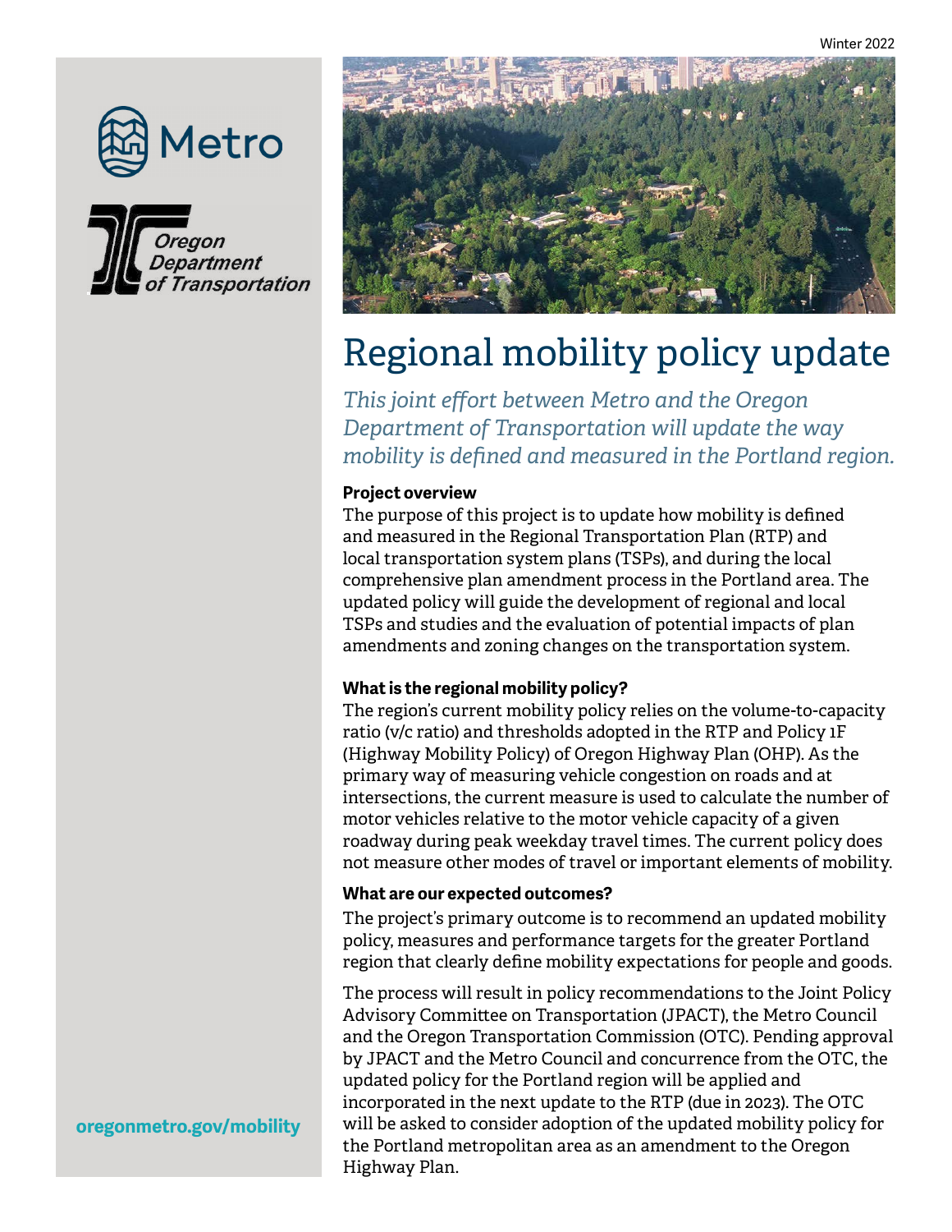Winter 2022

Metro

Oregon Department of Transportation

# Regional mobility policy update

*This joint effort between Metro and the Oregon Department of Transportation will update the way mobility is defined and measured in the Portland region.*

**Project overview**

The purpose of this project is to update how mobility is defined and measured in the Regional Transportation Plan (RTP) and local transportation system plans (TSPs), and during the local comprehensive plan amendment process in the Portland area. The updated policy will guide the development of regional and local TSPs and studies and the evaluation of potential impacts of plan amendments and zoning changes on the transportation system.

**What is the regional mobility policy?**

The region's current mobility policy relies on the volume-to-capacity ratio (v/c ratio) and thresholds adopted in the RTP and Policy 1F (Highway Mobility Policy) of Oregon Highway Plan (OHP). As the primary way of measuring vehicle congestion on roads and at intersections, the current measure is used to calculate the number of motor vehicles relative to the motor vehicle capacity of a given roadway during peak weekday travel times. The current policy does not measure other modes of travel or important elements of mobility.

**What are our expected outcomes?**

The project's primary outcome is to recommend an updated mobility policy, measures and performance targets for the greater Portland region that clearly define mobility expectations for people and goods.

The process will result in policy recommendations to the Joint Policy Advisory Committee on Transportation (JPACT), the Metro Council and the Oregon Transportation Commission (OTC). Pending approval by JPACT and the Metro Council and concurrence from the OTC, the updated policy for the Portland region will be applied and incorporated in the next update to the RTP (due in 2023). The OTC will be asked to consider adoption of the updated mobility policy for the Portland metropolitan area as an amendment to the Oregon Highway Plan.

oregonmetro.gov/mobility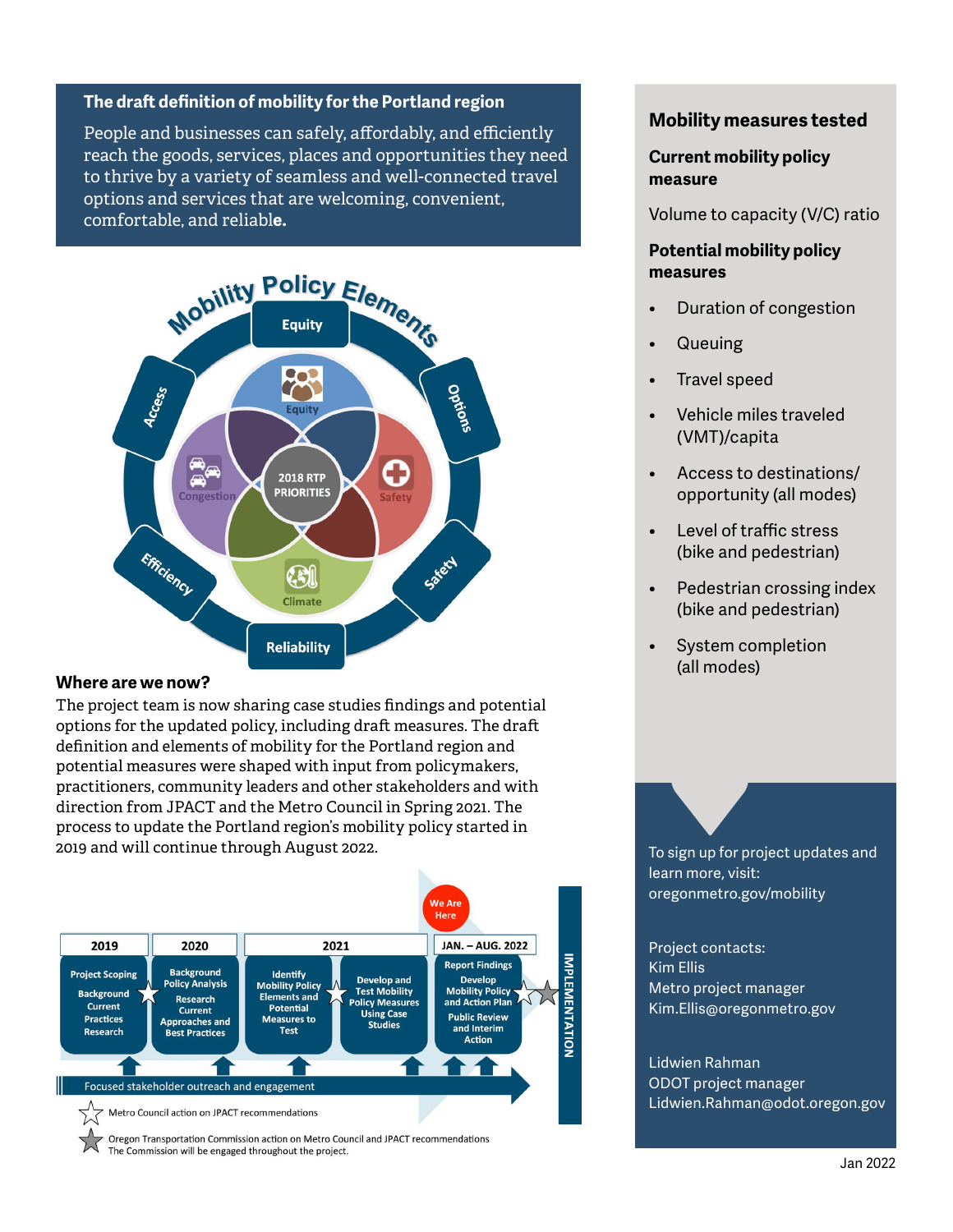## The draft definition of mobility for the Portland region

People and businesses can safely, affordably, and efficiently reach the goods, services, places and opportunities they need to thrive by a variety of seamless and well-connected travel options and services that are welcoming, convenient, comfortable, and reliable.

Mobility Policy Elements

Equity

Options

Safety

Reliability

Efficiency

Access

Equity

Safety

Climate

Congestion

2018 RTP PRIORITIES

### Where are we now?

The project team is now sharing case studies findings and potential options for the updated policy, including draft measures. The draft definition and elements of mobility for the Portland region and potential measures were shaped with input from policymakers, practitioners, community leaders and other stakeholders and with direction from JPACT and the Metro Council in Spring 2021. The process to update the Portland region's mobility policy started in 2019 and will continue through August 2022.

We Are Here

2019

Project Scoping

Background Current Practices Research

2020

Background Policy Analysis

Research Current Approaches and Best Practices

2021

Identify Mobility Policy Elements and Potential Measures to Test

Develop and Test Mobility Policy Measures Using Case Studies

JAN. – AUG. 2022

Report Findings

Develop Mobility Policy and Action Plan

Public Review and Interim Action

IMPLEMENTATION

Focused stakeholder outreach and engagement

Metro Council action on JPACT recommendations

Oregon Transportation Commission action on Metro Council and JPACT recommendations
The Commission will be engaged throughout the project.

## Mobility measures tested

### Current mobility policy measure

Volume to capacity (V/C) ratio

### Potential mobility policy measures

- Duration of congestion
- Queuing
- Travel speed
- Vehicle miles traveled (VMT)/capita
- Access to destinations/ opportunity (all modes)
- Level of traffic stress (bike and pedestrian)
- Pedestrian crossing index (bike and pedestrian)
- System completion (all modes)

To sign up for project updates and learn more, visit:
oregonmetro.gov/mobility

Project contacts:
Kim Ellis
Metro project manager
Kim.Ellis@oregonmetro.gov

Lidwien Rahman
ODOT project manager
Lidwien.Rahman@odot.oregon.gov

Jan 2022